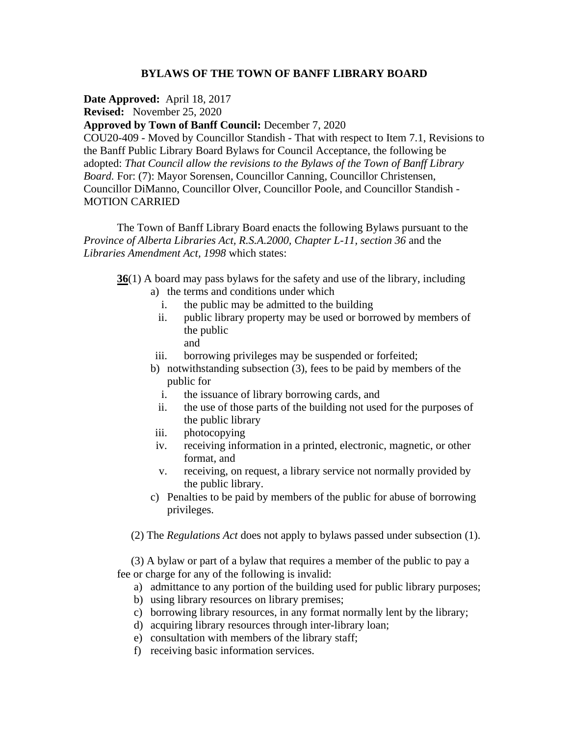# BYLAWS OF THE TOWN OF BANFF LIBRARY BOARD

**Date Approved:** April 18, 2017
**Revised:** November 25, 2020
**Approved by Town of Banff Council:** December 7, 2020
COU20-409 - Moved by Councillor Standish - That with respect to Item 7.1, Revisions to the Banff Public Library Board Bylaws for Council Acceptance, the following be adopted: *That Council allow the revisions to the Bylaws of the Town of Banff Library Board.* For: (7): Mayor Sorensen, Councillor Canning, Councillor Christensen, Councillor DiManno, Councillor Olver, Councillor Poole, and Councillor Standish - MOTION CARRIED

The Town of Banff Library Board enacts the following Bylaws pursuant to the *Province of Alberta Libraries Act, R.S.A.2000, Chapter L-11, section 36* and the *Libraries Amendment Act, 1998* which states:

**36**(1) A board may pass bylaws for the safety and use of the library, including

a) the terms and conditions under which
   i. the public may be admitted to the building
   ii. public library property may be used or borrowed by members of the public
   and
   iii. borrowing privileges may be suspended or forfeited;

b) notwithstanding subsection (3), fees to be paid by members of the public for
   i. the issuance of library borrowing cards, and
   ii. the use of those parts of the building not used for the purposes of the public library
   iii. photocopying
   iv. receiving information in a printed, electronic, magnetic, or other format, and
   v. receiving, on request, a library service not normally provided by the public library.

c) Penalties to be paid by members of the public for abuse of borrowing privileges.

(2) The *Regulations Act* does not apply to bylaws passed under subsection (1).

(3) A bylaw or part of a bylaw that requires a member of the public to pay a fee or charge for any of the following is invalid:

a) admittance to any portion of the building used for public library purposes;
b) using library resources on library premises;
c) borrowing library resources, in any format normally lent by the library;
d) acquiring library resources through inter-library loan;
e) consultation with members of the library staff;
f) receiving basic information services.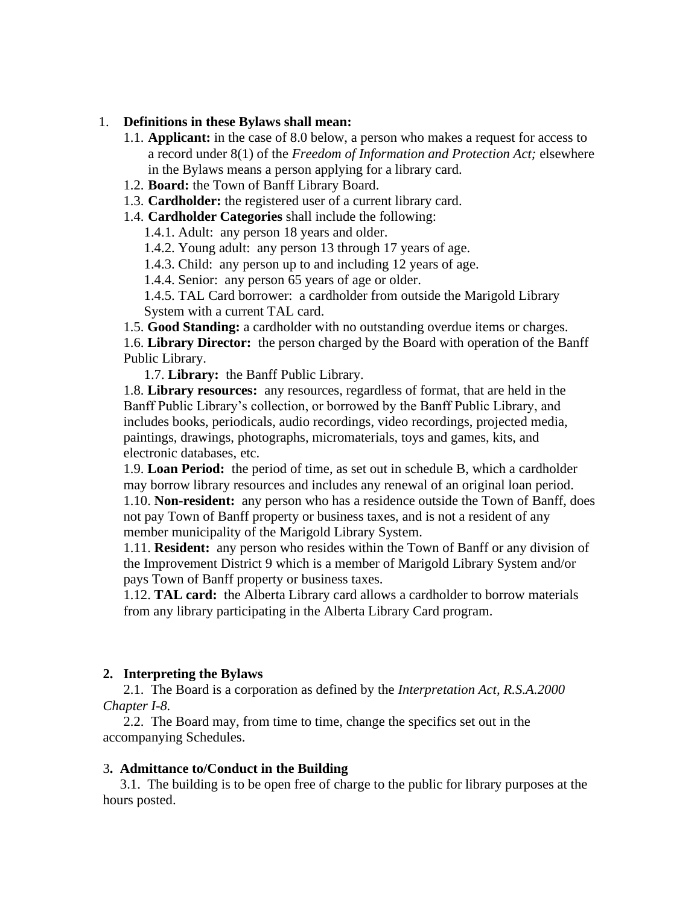1. **Definitions in these Bylaws shall mean:**
   - 1.1. **Applicant:** in the case of 8.0 below, a person who makes a request for access to a record under 8(1) of the *Freedom of Information and Protection Act;* elsewhere in the Bylaws means a person applying for a library card.
   - 1.2. **Board:** the Town of Banff Library Board.
   - 1.3. **Cardholder:** the registered user of a current library card.
   - 1.4. **Cardholder Categories** shall include the following:
     - 1.4.1. Adult: any person 18 years and older.
     - 1.4.2. Young adult: any person 13 through 17 years of age.
     - 1.4.3. Child: any person up to and including 12 years of age.
     - 1.4.4. Senior: any person 65 years of age or older.
     - 1.4.5. TAL Card borrower: a cardholder from outside the Marigold Library System with a current TAL card.
   - 1.5. **Good Standing:** a cardholder with no outstanding overdue items or charges.
   - 1.6. **Library Director:** the person charged by the Board with operation of the Banff Public Library.
   - 1.7. **Library:** the Banff Public Library.
   - 1.8. **Library resources:** any resources, regardless of format, that are held in the Banff Public Library's collection, or borrowed by the Banff Public Library, and includes books, periodicals, audio recordings, video recordings, projected media, paintings, drawings, photographs, micromaterials, toys and games, kits, and electronic databases, etc.
   - 1.9. **Loan Period:** the period of time, as set out in schedule B, which a cardholder may borrow library resources and includes any renewal of an original loan period.
   - 1.10. **Non-resident:** any person who has a residence outside the Town of Banff, does not pay Town of Banff property or business taxes, and is not a resident of any member municipality of the Marigold Library System.
   - 1.11. **Resident:** any person who resides within the Town of Banff or any division of the Improvement District 9 which is a member of Marigold Library System and/or pays Town of Banff property or business taxes.
   - 1.12. **TAL card:** the Alberta Library card allows a cardholder to borrow materials from any library participating in the Alberta Library Card program.

**2. Interpreting the Bylaws**

2.1. The Board is a corporation as defined by the *Interpretation Act, R.S.A.2000 Chapter I-8.*

2.2. The Board may, from time to time, change the specifics set out in the accompanying Schedules.

**3. Admittance to/Conduct in the Building**

3.1. The building is to be open free of charge to the public for library purposes at the hours posted.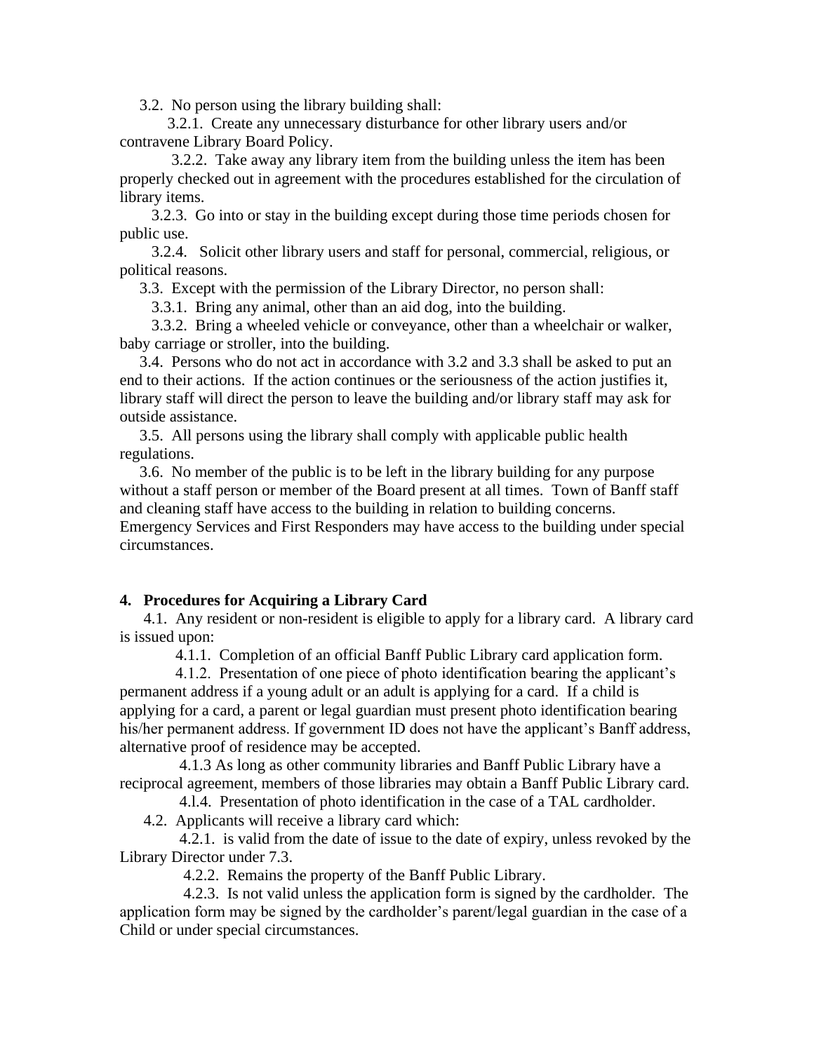3.2. No person using the library building shall:

3.2.1. Create any unnecessary disturbance for other library users and/or contravene Library Board Policy.

3.2.2. Take away any library item from the building unless the item has been properly checked out in agreement with the procedures established for the circulation of library items.

3.2.3. Go into or stay in the building except during those time periods chosen for public use.

3.2.4. Solicit other library users and staff for personal, commercial, religious, or political reasons.

3.3. Except with the permission of the Library Director, no person shall:

3.3.1. Bring any animal, other than an aid dog, into the building.

3.3.2. Bring a wheeled vehicle or conveyance, other than a wheelchair or walker, baby carriage or stroller, into the building.

3.4. Persons who do not act in accordance with 3.2 and 3.3 shall be asked to put an end to their actions. If the action continues or the seriousness of the action justifies it, library staff will direct the person to leave the building and/or library staff may ask for outside assistance.

3.5. All persons using the library shall comply with applicable public health regulations.

3.6. No member of the public is to be left in the library building for any purpose without a staff person or member of the Board present at all times. Town of Banff staff and cleaning staff have access to the building in relation to building concerns. Emergency Services and First Responders may have access to the building under special circumstances.

## 4. Procedures for Acquiring a Library Card

4.1. Any resident or non-resident is eligible to apply for a library card. A library card is issued upon:

4.1.1. Completion of an official Banff Public Library card application form.

4.1.2. Presentation of one piece of photo identification bearing the applicant's permanent address if a young adult or an adult is applying for a card. If a child is applying for a card, a parent or legal guardian must present photo identification bearing his/her permanent address. If government ID does not have the applicant's Banff address, alternative proof of residence may be accepted.

4.1.3 As long as other community libraries and Banff Public Library have a reciprocal agreement, members of those libraries may obtain a Banff Public Library card.

4.l.4. Presentation of photo identification in the case of a TAL cardholder.

4.2. Applicants will receive a library card which:

4.2.1. is valid from the date of issue to the date of expiry, unless revoked by the Library Director under 7.3.

4.2.2. Remains the property of the Banff Public Library.

4.2.3. Is not valid unless the application form is signed by the cardholder. The application form may be signed by the cardholder's parent/legal guardian in the case of a Child or under special circumstances.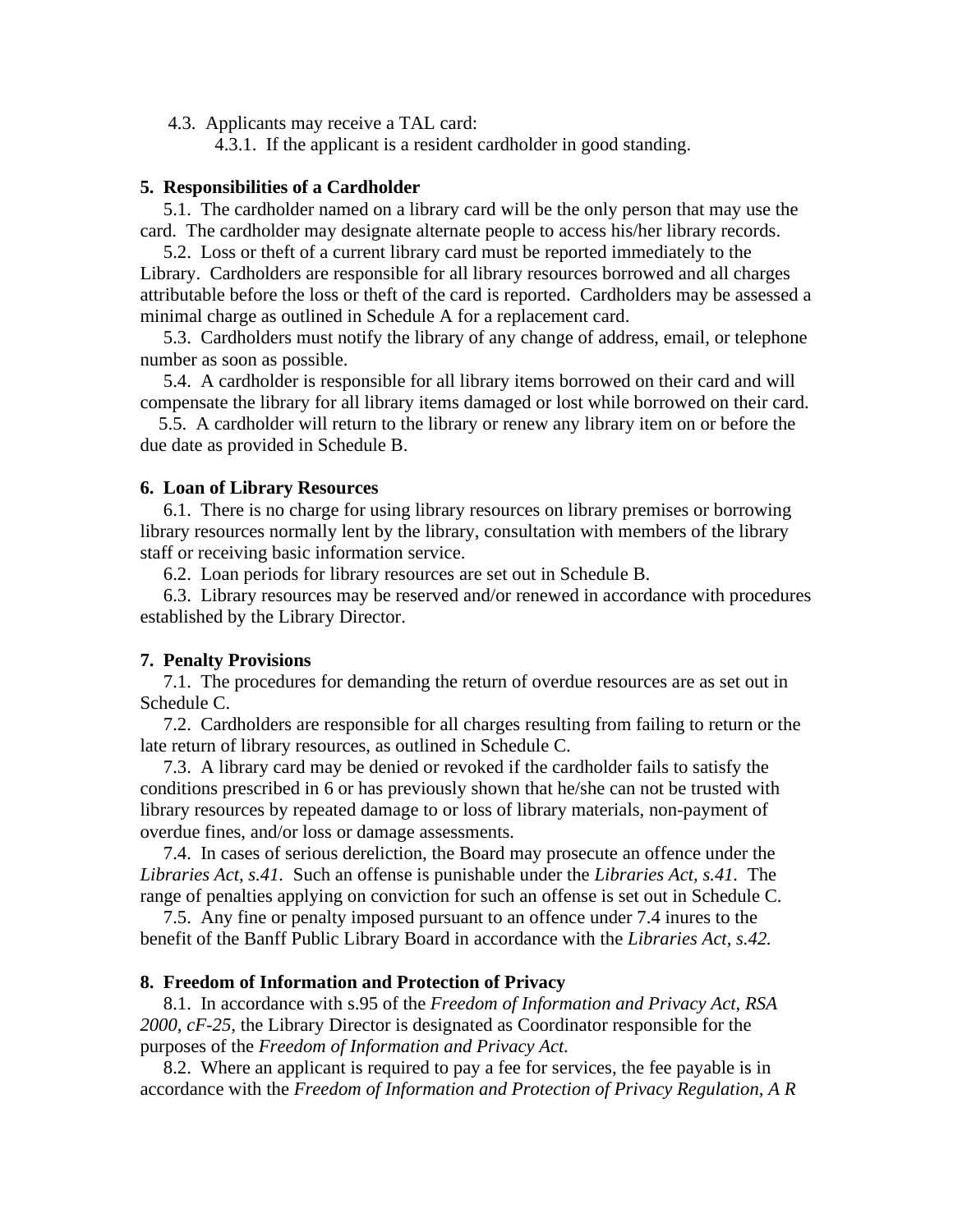4.3. Applicants may receive a TAL card:

4.3.1. If the applicant is a resident cardholder in good standing.

**5. Responsibilities of a Cardholder**

5.1. The cardholder named on a library card will be the only person that may use the card. The cardholder may designate alternate people to access his/her library records.

5.2. Loss or theft of a current library card must be reported immediately to the Library. Cardholders are responsible for all library resources borrowed and all charges attributable before the loss or theft of the card is reported. Cardholders may be assessed a minimal charge as outlined in Schedule A for a replacement card.

5.3. Cardholders must notify the library of any change of address, email, or telephone number as soon as possible.

5.4. A cardholder is responsible for all library items borrowed on their card and will compensate the library for all library items damaged or lost while borrowed on their card.

5.5. A cardholder will return to the library or renew any library item on or before the due date as provided in Schedule B.

**6. Loan of Library Resources**

6.1. There is no charge for using library resources on library premises or borrowing library resources normally lent by the library, consultation with members of the library staff or receiving basic information service.

6.2. Loan periods for library resources are set out in Schedule B.

6.3. Library resources may be reserved and/or renewed in accordance with procedures established by the Library Director.

**7. Penalty Provisions**

7.1. The procedures for demanding the return of overdue resources are as set out in Schedule C.

7.2. Cardholders are responsible for all charges resulting from failing to return or the late return of library resources, as outlined in Schedule C.

7.3. A library card may be denied or revoked if the cardholder fails to satisfy the conditions prescribed in 6 or has previously shown that he/she can not be trusted with library resources by repeated damage to or loss of library materials, non-payment of overdue fines, and/or loss or damage assessments.

7.4. In cases of serious dereliction, the Board may prosecute an offence under the *Libraries Act, s.41.* Such an offense is punishable under the *Libraries Act, s.41.* The range of penalties applying on conviction for such an offense is set out in Schedule C.

7.5. Any fine or penalty imposed pursuant to an offence under 7.4 inures to the benefit of the Banff Public Library Board in accordance with the *Libraries Act, s.42.*

**8. Freedom of Information and Protection of Privacy**

8.1. In accordance with s.95 of the *Freedom of Information and Privacy Act, RSA 2000, cF-25,* the Library Director is designated as Coordinator responsible for the purposes of the *Freedom of Information and Privacy Act.*

8.2. Where an applicant is required to pay a fee for services, the fee payable is in accordance with the *Freedom of Information and Protection of Privacy Regulation, A R*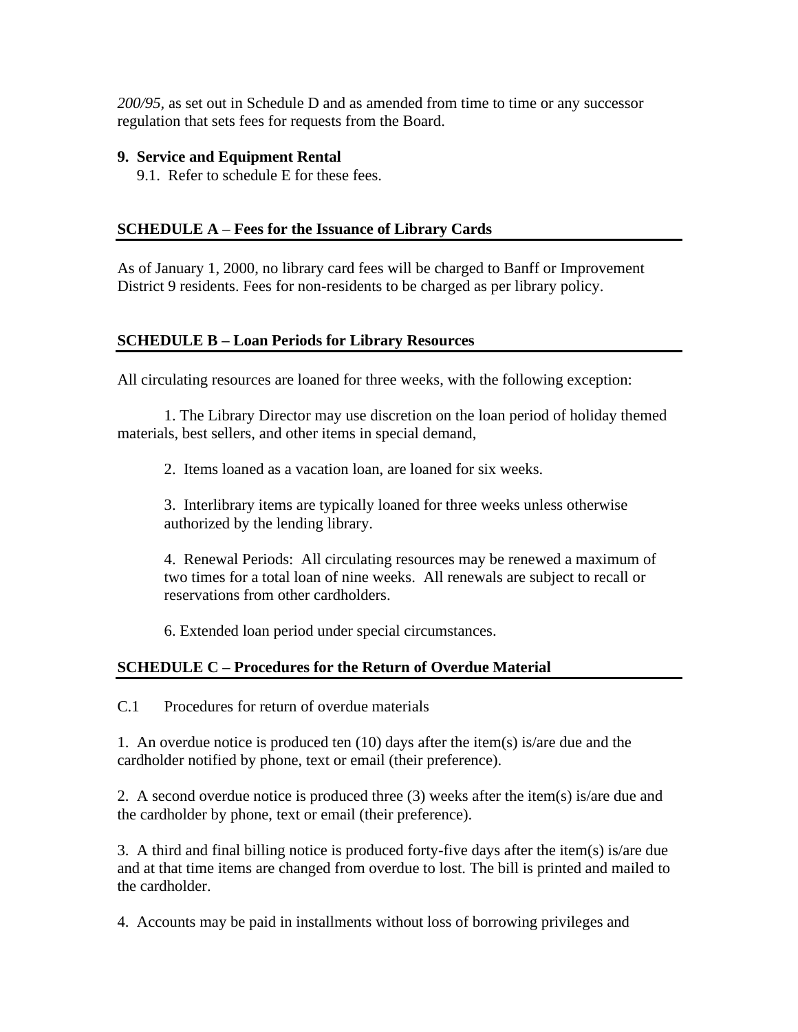*200/95*, as set out in Schedule D and as amended from time to time or any successor regulation that sets fees for requests from the Board.

**9. Service and Equipment Rental**

9.1. Refer to schedule E for these fees.

## SCHEDULE A – Fees for the Issuance of Library Cards

As of January 1, 2000, no library card fees will be charged to Banff or Improvement District 9 residents. Fees for non-residents to be charged as per library policy.

## SCHEDULE B – Loan Periods for Library Resources

All circulating resources are loaned for three weeks, with the following exception:

1. The Library Director may use discretion on the loan period of holiday themed materials, best sellers, and other items in special demand,

2. Items loaned as a vacation loan, are loaned for six weeks.

3. Interlibrary items are typically loaned for three weeks unless otherwise authorized by the lending library.

4. Renewal Periods: All circulating resources may be renewed a maximum of two times for a total loan of nine weeks. All renewals are subject to recall or reservations from other cardholders.

6. Extended loan period under special circumstances.

## SCHEDULE C – Procedures for the Return of Overdue Material

C.1 Procedures for return of overdue materials

1. An overdue notice is produced ten (10) days after the item(s) is/are due and the cardholder notified by phone, text or email (their preference).

2. A second overdue notice is produced three (3) weeks after the item(s) is/are due and the cardholder by phone, text or email (their preference).

3. A third and final billing notice is produced forty-five days after the item(s) is/are due and at that time items are changed from overdue to lost. The bill is printed and mailed to the cardholder.

4. Accounts may be paid in installments without loss of borrowing privileges and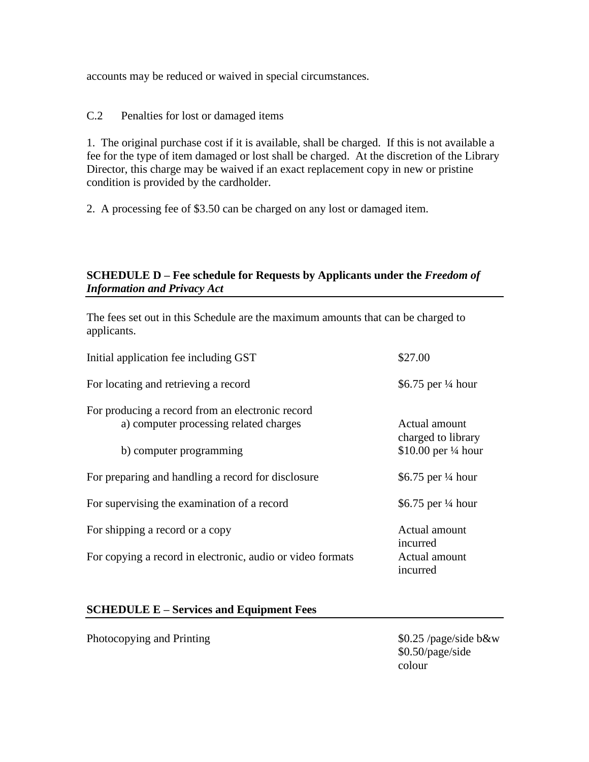accounts may be reduced or waived in special circumstances.

C.2 Penalties for lost or damaged items

1. The original purchase cost if it is available, shall be charged. If this is not available a fee for the type of item damaged or lost shall be charged. At the discretion of the Library Director, this charge may be waived if an exact replacement copy in new or pristine condition is provided by the cardholder.

2. A processing fee of $3.50 can be charged on any lost or damaged item.

## SCHEDULE D – Fee schedule for Requests by Applicants under the *Freedom of Information and Privacy Act*

The fees set out in this Schedule are the maximum amounts that can be charged to applicants.

| | |
|---|---|
| Initial application fee including GST | $27.00 |
| For locating and retrieving a record | $6.75 per ¼ hour |
| For producing a record from an electronic record | |
| a) computer processing related charges | Actual amount charged to library |
| b) computer programming | $10.00 per ¼ hour |
| For preparing and handling a record for disclosure | $6.75 per ¼ hour |
| For supervising the examination of a record | $6.75 per ¼ hour |
| For shipping a record or a copy | Actual amount incurred |
| For copying a record in electronic, audio or video formats | Actual amount incurred |

## SCHEDULE E – Services and Equipment Fees

| | |
|---|---|
| Photocopying and Printing | $0.25 /page/side b&w<br>$0.50/page/side colour |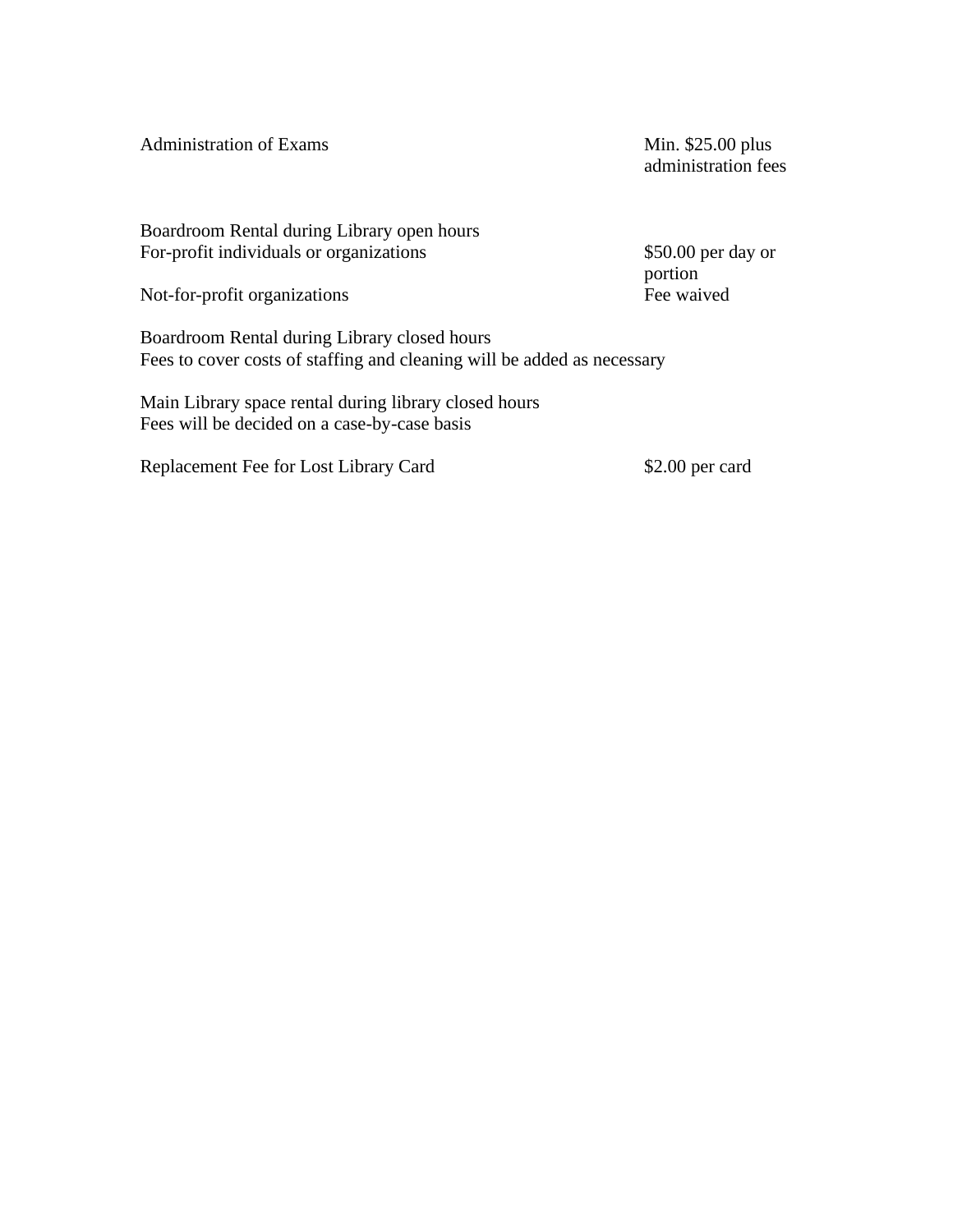| | |
|---|---|
| Administration of Exams | Min. $25.00 plus administration fees |
| Boardroom Rental during Library open hours | |
| For-profit individuals or organizations | $50.00 per day or portion |
| Not-for-profit organizations | Fee waived |

Boardroom Rental during Library closed hours
Fees to cover costs of staffing and cleaning will be added as necessary

Main Library space rental during library closed hours
Fees will be decided on a case-by-case basis

| | |
|---|---|
| Replacement Fee for Lost Library Card | $2.00 per card |